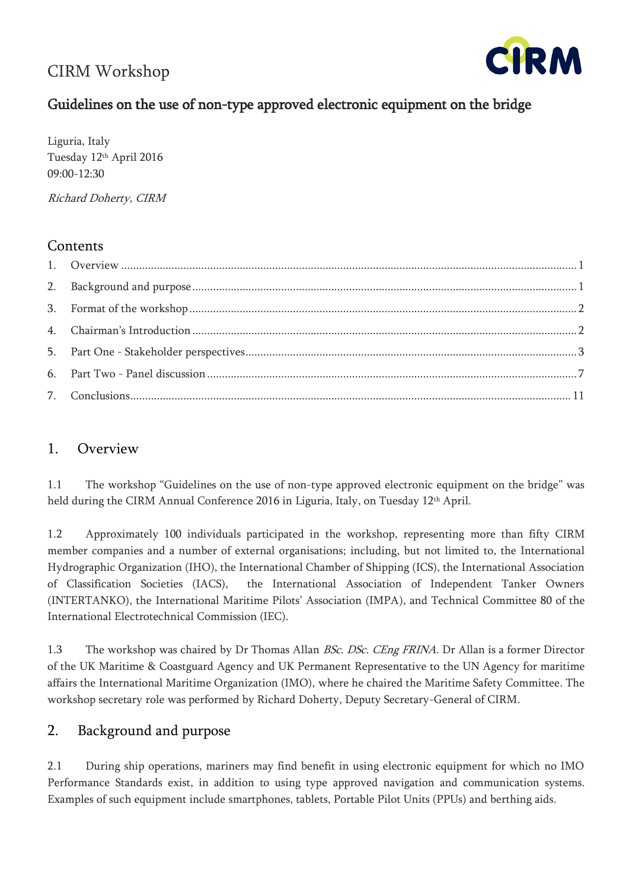# CIRM Workshop

## Guidelines on the use of non-type approved electronic equipment on the bridge

Liguria, Italy
Tuesday 12th April 2016
09:00-12:30

*Richard Doherty, CIRM*

## Contents

1. Overview ........................................................ 1
2. Background and purpose ........................................................ 1
3. Format of the workshop ........................................................ 2
4. Chairman's Introduction ........................................................ 2
5. Part One - Stakeholder perspectives ........................................................ 3
6. Part Two - Panel discussion ........................................................ 7
7. Conclusions ........................................................ 11

## 1. Overview

1.1 The workshop "Guidelines on the use of non-type approved electronic equipment on the bridge" was held during the CIRM Annual Conference 2016 in Liguria, Italy, on Tuesday 12th April.

1.2 Approximately 100 individuals participated in the workshop, representing more than fifty CIRM member companies and a number of external organisations; including, but not limited to, the International Hydrographic Organization (IHO), the International Chamber of Shipping (ICS), the International Association of Classification Societies (IACS), the International Association of Independent Tanker Owners (INTERTANKO), the International Maritime Pilots' Association (IMPA), and Technical Committee 80 of the International Electrotechnical Commission (IEC).

1.3 The workshop was chaired by Dr Thomas Allan *BSc. DSc. CEng FRINA*. Dr Allan is a former Director of the UK Maritime & Coastguard Agency and UK Permanent Representative to the UN Agency for maritime affairs the International Maritime Organization (IMO), where he chaired the Maritime Safety Committee. The workshop secretary role was performed by Richard Doherty, Deputy Secretary-General of CIRM.

## 2. Background and purpose

2.1 During ship operations, mariners may find benefit in using electronic equipment for which no IMO Performance Standards exist, in addition to using type approved navigation and communication systems. Examples of such equipment include smartphones, tablets, Portable Pilot Units (PPUs) and berthing aids.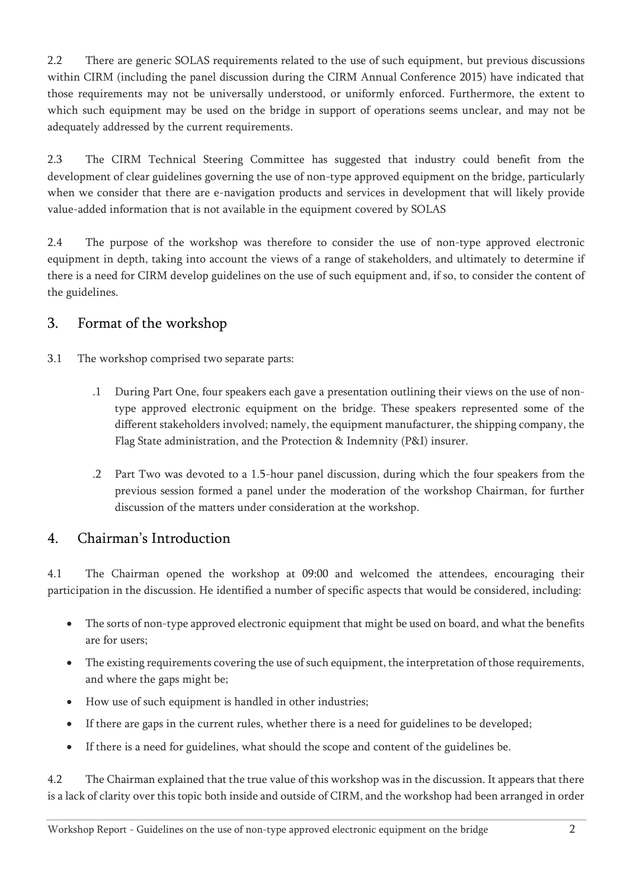2.2 There are generic SOLAS requirements related to the use of such equipment, but previous discussions within CIRM (including the panel discussion during the CIRM Annual Conference 2015) have indicated that those requirements may not be universally understood, or uniformly enforced. Furthermore, the extent to which such equipment may be used on the bridge in support of operations seems unclear, and may not be adequately addressed by the current requirements.

2.3 The CIRM Technical Steering Committee has suggested that industry could benefit from the development of clear guidelines governing the use of non-type approved equipment on the bridge, particularly when we consider that there are e-navigation products and services in development that will likely provide value-added information that is not available in the equipment covered by SOLAS

2.4 The purpose of the workshop was therefore to consider the use of non-type approved electronic equipment in depth, taking into account the views of a range of stakeholders, and ultimately to determine if there is a need for CIRM develop guidelines on the use of such equipment and, if so, to consider the content of the guidelines.

## 3. Format of the workshop

3.1 The workshop comprised two separate parts:

.1 During Part One, four speakers each gave a presentation outlining their views on the use of non-type approved electronic equipment on the bridge. These speakers represented some of the different stakeholders involved; namely, the equipment manufacturer, the shipping company, the Flag State administration, and the Protection & Indemnity (P&I) insurer.

.2 Part Two was devoted to a 1.5-hour panel discussion, during which the four speakers from the previous session formed a panel under the moderation of the workshop Chairman, for further discussion of the matters under consideration at the workshop.

## 4. Chairman's Introduction

4.1 The Chairman opened the workshop at 09:00 and welcomed the attendees, encouraging their participation in the discussion. He identified a number of specific aspects that would be considered, including:

- The sorts of non-type approved electronic equipment that might be used on board, and what the benefits are for users;
- The existing requirements covering the use of such equipment, the interpretation of those requirements, and where the gaps might be;
- How use of such equipment is handled in other industries;
- If there are gaps in the current rules, whether there is a need for guidelines to be developed;
- If there is a need for guidelines, what should the scope and content of the guidelines be.

4.2 The Chairman explained that the true value of this workshop was in the discussion. It appears that there is a lack of clarity over this topic both inside and outside of CIRM, and the workshop had been arranged in order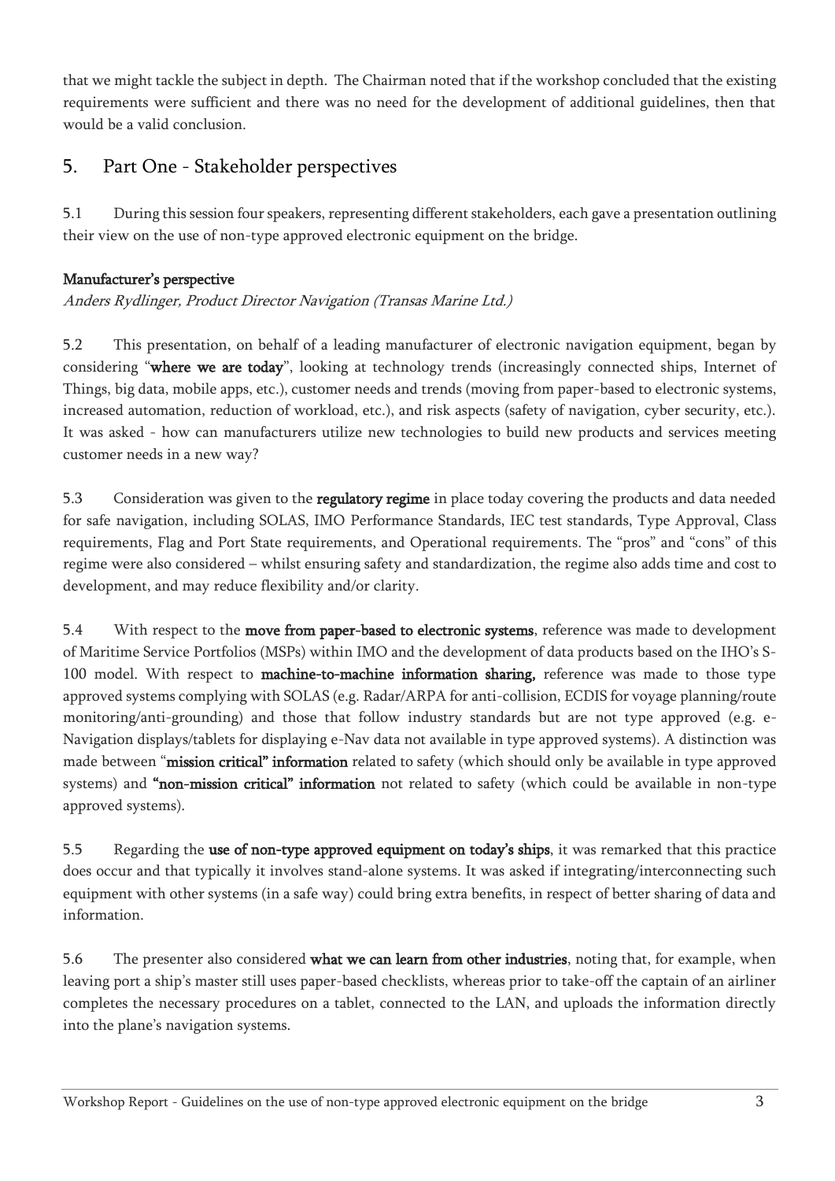that we might tackle the subject in depth. The Chairman noted that if the workshop concluded that the existing requirements were sufficient and there was no need for the development of additional guidelines, then that would be a valid conclusion.

## 5. Part One - Stakeholder perspectives

5.1 During this session four speakers, representing different stakeholders, each gave a presentation outlining their view on the use of non-type approved electronic equipment on the bridge.

**Manufacturer's perspective**

*Anders Rydlinger, Product Director Navigation (Transas Marine Ltd.)*

5.2 This presentation, on behalf of a leading manufacturer of electronic navigation equipment, began by considering "**where we are today**", looking at technology trends (increasingly connected ships, Internet of Things, big data, mobile apps, etc.), customer needs and trends (moving from paper-based to electronic systems, increased automation, reduction of workload, etc.), and risk aspects (safety of navigation, cyber security, etc.). It was asked - how can manufacturers utilize new technologies to build new products and services meeting customer needs in a new way?

5.3 Consideration was given to the **regulatory regime** in place today covering the products and data needed for safe navigation, including SOLAS, IMO Performance Standards, IEC test standards, Type Approval, Class requirements, Flag and Port State requirements, and Operational requirements. The "pros" and "cons" of this regime were also considered – whilst ensuring safety and standardization, the regime also adds time and cost to development, and may reduce flexibility and/or clarity.

5.4 With respect to the **move from paper-based to electronic systems**, reference was made to development of Maritime Service Portfolios (MSPs) within IMO and the development of data products based on the IHO's S-100 model. With respect to **machine-to-machine information sharing,** reference was made to those type approved systems complying with SOLAS (e.g. Radar/ARPA for anti-collision, ECDIS for voyage planning/route monitoring/anti-grounding) and those that follow industry standards but are not type approved (e.g. e-Navigation displays/tablets for displaying e-Nav data not available in type approved systems). A distinction was made between "**mission critical" information** related to safety (which should only be available in type approved systems) and **"non-mission critical" information** not related to safety (which could be available in non-type approved systems).

5.5 Regarding the **use of non-type approved equipment on today's ships**, it was remarked that this practice does occur and that typically it involves stand-alone systems. It was asked if integrating/interconnecting such equipment with other systems (in a safe way) could bring extra benefits, in respect of better sharing of data and information.

5.6 The presenter also considered **what we can learn from other industries**, noting that, for example, when leaving port a ship's master still uses paper-based checklists, whereas prior to take-off the captain of an airliner completes the necessary procedures on a tablet, connected to the LAN, and uploads the information directly into the plane's navigation systems.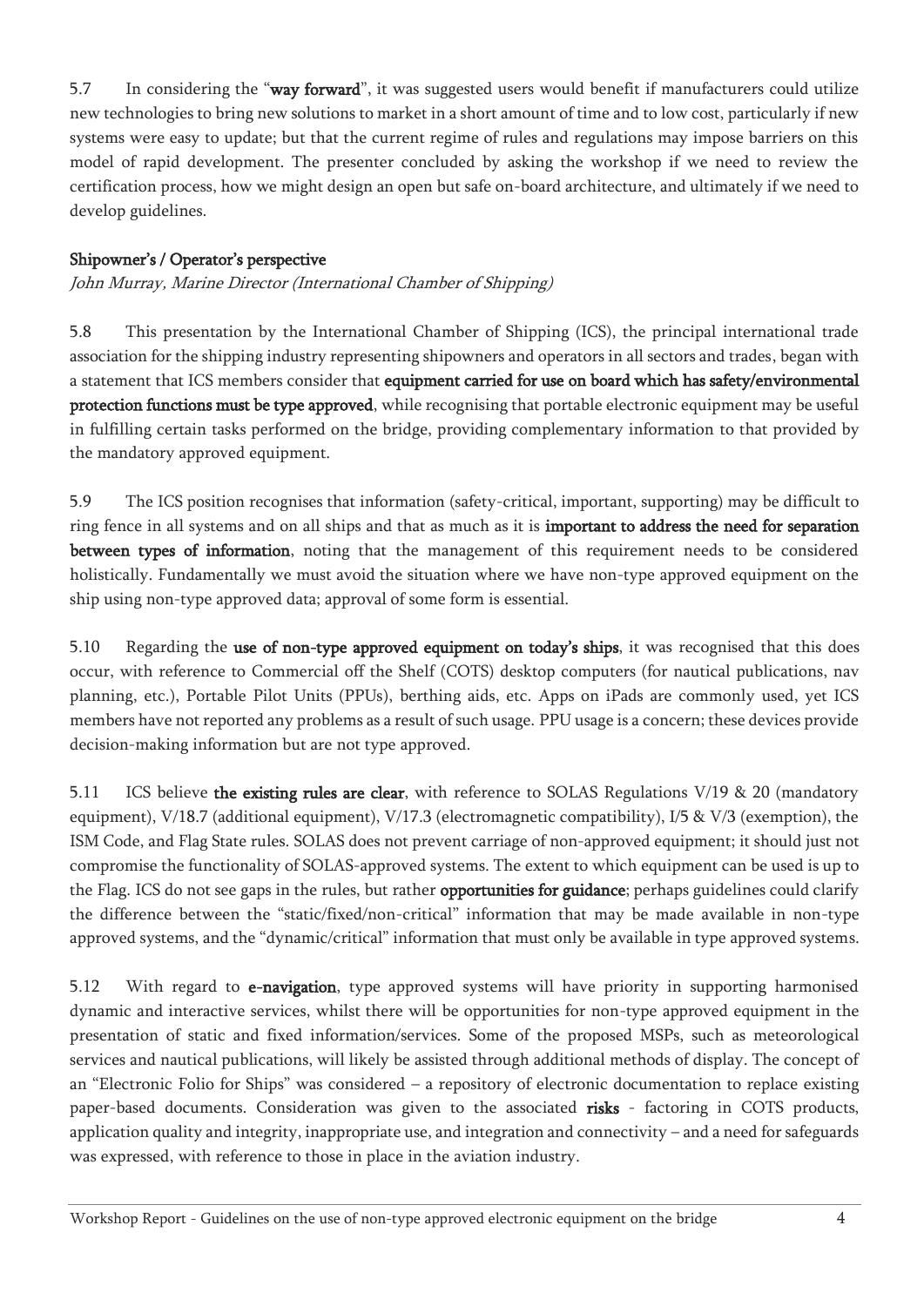5.7 In considering the "**way forward**", it was suggested users would benefit if manufacturers could utilize new technologies to bring new solutions to market in a short amount of time and to low cost, particularly if new systems were easy to update; but that the current regime of rules and regulations may impose barriers on this model of rapid development. The presenter concluded by asking the workshop if we need to review the certification process, how we might design an open but safe on-board architecture, and ultimately if we need to develop guidelines.

### Shipowner's / Operator's perspective

*John Murray, Marine Director (International Chamber of Shipping)*

5.8 This presentation by the International Chamber of Shipping (ICS), the principal international trade association for the shipping industry representing shipowners and operators in all sectors and trades, began with a statement that ICS members consider that **equipment carried for use on board which has safety/environmental protection functions must be type approved**, while recognising that portable electronic equipment may be useful in fulfilling certain tasks performed on the bridge, providing complementary information to that provided by the mandatory approved equipment.

5.9 The ICS position recognises that information (safety-critical, important, supporting) may be difficult to ring fence in all systems and on all ships and that as much as it is **important to address the need for separation between types of information**, noting that the management of this requirement needs to be considered holistically. Fundamentally we must avoid the situation where we have non-type approved equipment on the ship using non-type approved data; approval of some form is essential.

5.10 Regarding the **use of non-type approved equipment on today's ships**, it was recognised that this does occur, with reference to Commercial off the Shelf (COTS) desktop computers (for nautical publications, nav planning, etc.), Portable Pilot Units (PPUs), berthing aids, etc. Apps on iPads are commonly used, yet ICS members have not reported any problems as a result of such usage. PPU usage is a concern; these devices provide decision-making information but are not type approved.

5.11 ICS believe **the existing rules are clear**, with reference to SOLAS Regulations V/19 & 20 (mandatory equipment), V/18.7 (additional equipment), V/17.3 (electromagnetic compatibility), I/5 & V/3 (exemption), the ISM Code, and Flag State rules. SOLAS does not prevent carriage of non-approved equipment; it should just not compromise the functionality of SOLAS-approved systems. The extent to which equipment can be used is up to the Flag. ICS do not see gaps in the rules, but rather **opportunities for guidance**; perhaps guidelines could clarify the difference between the "static/fixed/non-critical" information that may be made available in non-type approved systems, and the "dynamic/critical" information that must only be available in type approved systems.

5.12 With regard to **e-navigation**, type approved systems will have priority in supporting harmonised dynamic and interactive services, whilst there will be opportunities for non-type approved equipment in the presentation of static and fixed information/services. Some of the proposed MSPs, such as meteorological services and nautical publications, will likely be assisted through additional methods of display. The concept of an "Electronic Folio for Ships" was considered – a repository of electronic documentation to replace existing paper-based documents. Consideration was given to the associated **risks** - factoring in COTS products, application quality and integrity, inappropriate use, and integration and connectivity – and a need for safeguards was expressed, with reference to those in place in the aviation industry.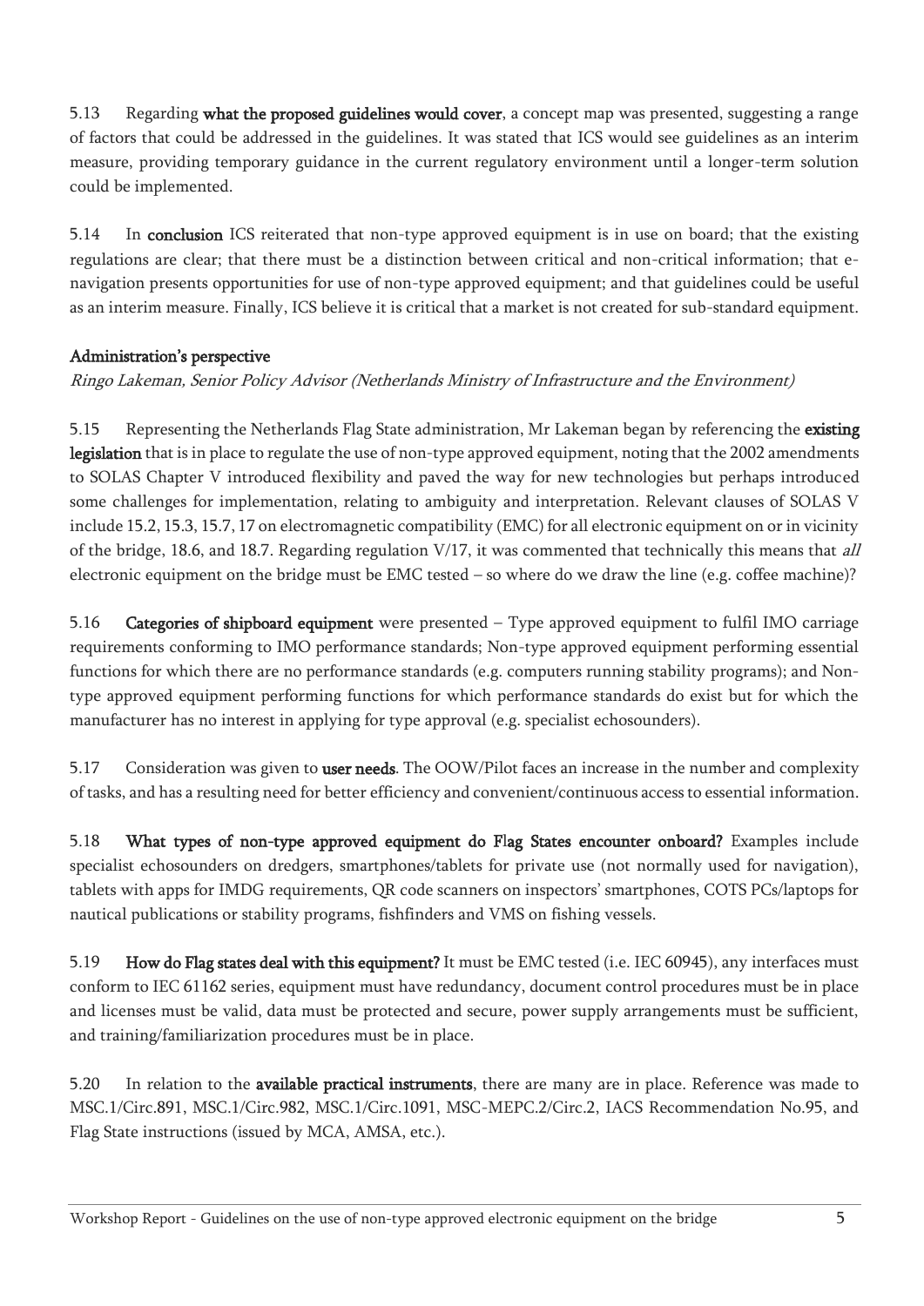5.13 Regarding **what the proposed guidelines would cover**, a concept map was presented, suggesting a range of factors that could be addressed in the guidelines. It was stated that ICS would see guidelines as an interim measure, providing temporary guidance in the current regulatory environment until a longer-term solution could be implemented.

5.14 In **conclusion** ICS reiterated that non-type approved equipment is in use on board; that the existing regulations are clear; that there must be a distinction between critical and non-critical information; that e-navigation presents opportunities for use of non-type approved equipment; and that guidelines could be useful as an interim measure. Finally, ICS believe it is critical that a market is not created for sub-standard equipment.

**Administration's perspective**

*Ringo Lakeman, Senior Policy Advisor (Netherlands Ministry of Infrastructure and the Environment)*

5.15 Representing the Netherlands Flag State administration, Mr Lakeman began by referencing the **existing legislation** that is in place to regulate the use of non-type approved equipment, noting that the 2002 amendments to SOLAS Chapter V introduced flexibility and paved the way for new technologies but perhaps introduced some challenges for implementation, relating to ambiguity and interpretation. Relevant clauses of SOLAS V include 15.2, 15.3, 15.7, 17 on electromagnetic compatibility (EMC) for all electronic equipment on or in vicinity of the bridge, 18.6, and 18.7. Regarding regulation V/17, it was commented that technically this means that *all* electronic equipment on the bridge must be EMC tested – so where do we draw the line (e.g. coffee machine)?

5.16 **Categories of shipboard equipment** were presented – Type approved equipment to fulfil IMO carriage requirements conforming to IMO performance standards; Non-type approved equipment performing essential functions for which there are no performance standards (e.g. computers running stability programs); and Non-type approved equipment performing functions for which performance standards do exist but for which the manufacturer has no interest in applying for type approval (e.g. specialist echosounders).

5.17 Consideration was given to **user needs**. The OOW/Pilot faces an increase in the number and complexity of tasks, and has a resulting need for better efficiency and convenient/continuous access to essential information.

5.18 **What types of non-type approved equipment do Flag States encounter onboard?** Examples include specialist echosounders on dredgers, smartphones/tablets for private use (not normally used for navigation), tablets with apps for IMDG requirements, QR code scanners on inspectors' smartphones, COTS PCs/laptops for nautical publications or stability programs, fishfinders and VMS on fishing vessels.

5.19 **How do Flag states deal with this equipment?** It must be EMC tested (i.e. IEC 60945), any interfaces must conform to IEC 61162 series, equipment must have redundancy, document control procedures must be in place and licenses must be valid, data must be protected and secure, power supply arrangements must be sufficient, and training/familiarization procedures must be in place.

5.20 In relation to the **available practical instruments**, there are many are in place. Reference was made to MSC.1/Circ.891, MSC.1/Circ.982, MSC.1/Circ.1091, MSC-MEPC.2/Circ.2, IACS Recommendation No.95, and Flag State instructions (issued by MCA, AMSA, etc.).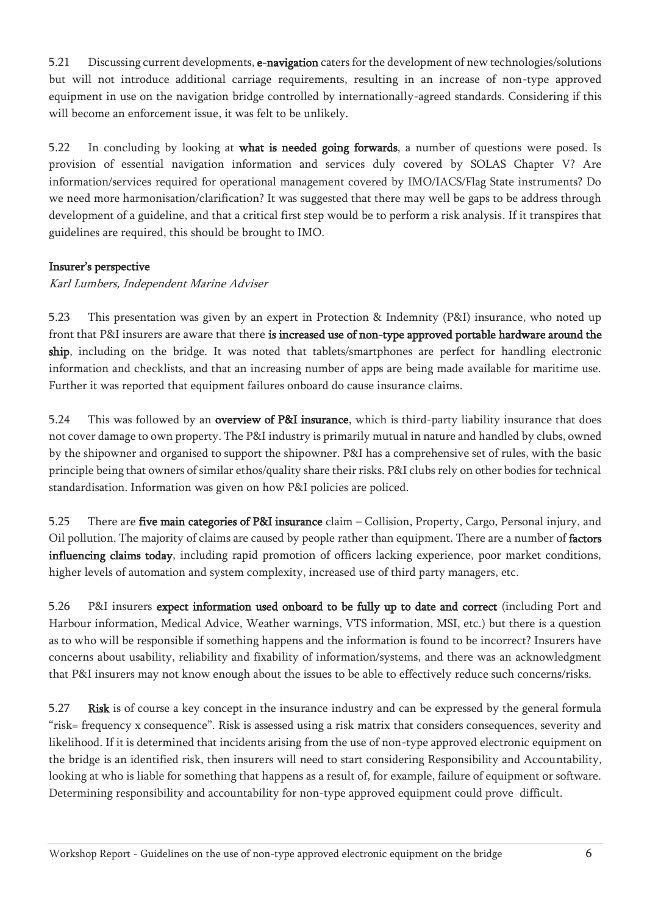5.21 Discussing current developments, **e-navigation** caters for the development of new technologies/solutions but will not introduce additional carriage requirements, resulting in an increase of non-type approved equipment in use on the navigation bridge controlled by internationally-agreed standards. Considering if this will become an enforcement issue, it was felt to be unlikely.

5.22 In concluding by looking at **what is needed going forwards**, a number of questions were posed. Is provision of essential navigation information and services duly covered by SOLAS Chapter V? Are information/services required for operational management covered by IMO/IACS/Flag State instruments? Do we need more harmonisation/clarification? It was suggested that there may well be gaps to be address through development of a guideline, and that a critical first step would be to perform a risk analysis. If it transpires that guidelines are required, this should be brought to IMO.

**Insurer's perspective**

*Karl Lumbers, Independent Marine Adviser*

5.23 This presentation was given by an expert in Protection & Indemnity (P&I) insurance, who noted up front that P&I insurers are aware that there **is increased use of non-type approved portable hardware around the ship**, including on the bridge. It was noted that tablets/smartphones are perfect for handling electronic information and checklists, and that an increasing number of apps are being made available for maritime use. Further it was reported that equipment failures onboard do cause insurance claims.

5.24 This was followed by an **overview of P&I insurance**, which is third-party liability insurance that does not cover damage to own property. The P&I industry is primarily mutual in nature and handled by clubs, owned by the shipowner and organised to support the shipowner. P&I has a comprehensive set of rules, with the basic principle being that owners of similar ethos/quality share their risks. P&I clubs rely on other bodies for technical standardisation. Information was given on how P&I policies are policed.

5.25 There are **five main categories of P&I insurance** claim – Collision, Property, Cargo, Personal injury, and Oil pollution. The majority of claims are caused by people rather than equipment. There are a number of **factors influencing claims today**, including rapid promotion of officers lacking experience, poor market conditions, higher levels of automation and system complexity, increased use of third party managers, etc.

5.26 P&I insurers **expect information used onboard to be fully up to date and correct** (including Port and Harbour information, Medical Advice, Weather warnings, VTS information, MSI, etc.) but there is a question as to who will be responsible if something happens and the information is found to be incorrect? Insurers have concerns about usability, reliability and fixability of information/systems, and there was an acknowledgment that P&I insurers may not know enough about the issues to be able to effectively reduce such concerns/risks.

5.27 **Risk** is of course a key concept in the insurance industry and can be expressed by the general formula "risk= frequency x consequence". Risk is assessed using a risk matrix that considers consequences, severity and likelihood. If it is determined that incidents arising from the use of non-type approved electronic equipment on the bridge is an identified risk, then insurers will need to start considering Responsibility and Accountability, looking at who is liable for something that happens as a result of, for example, failure of equipment or software. Determining responsibility and accountability for non-type approved equipment could prove difficult.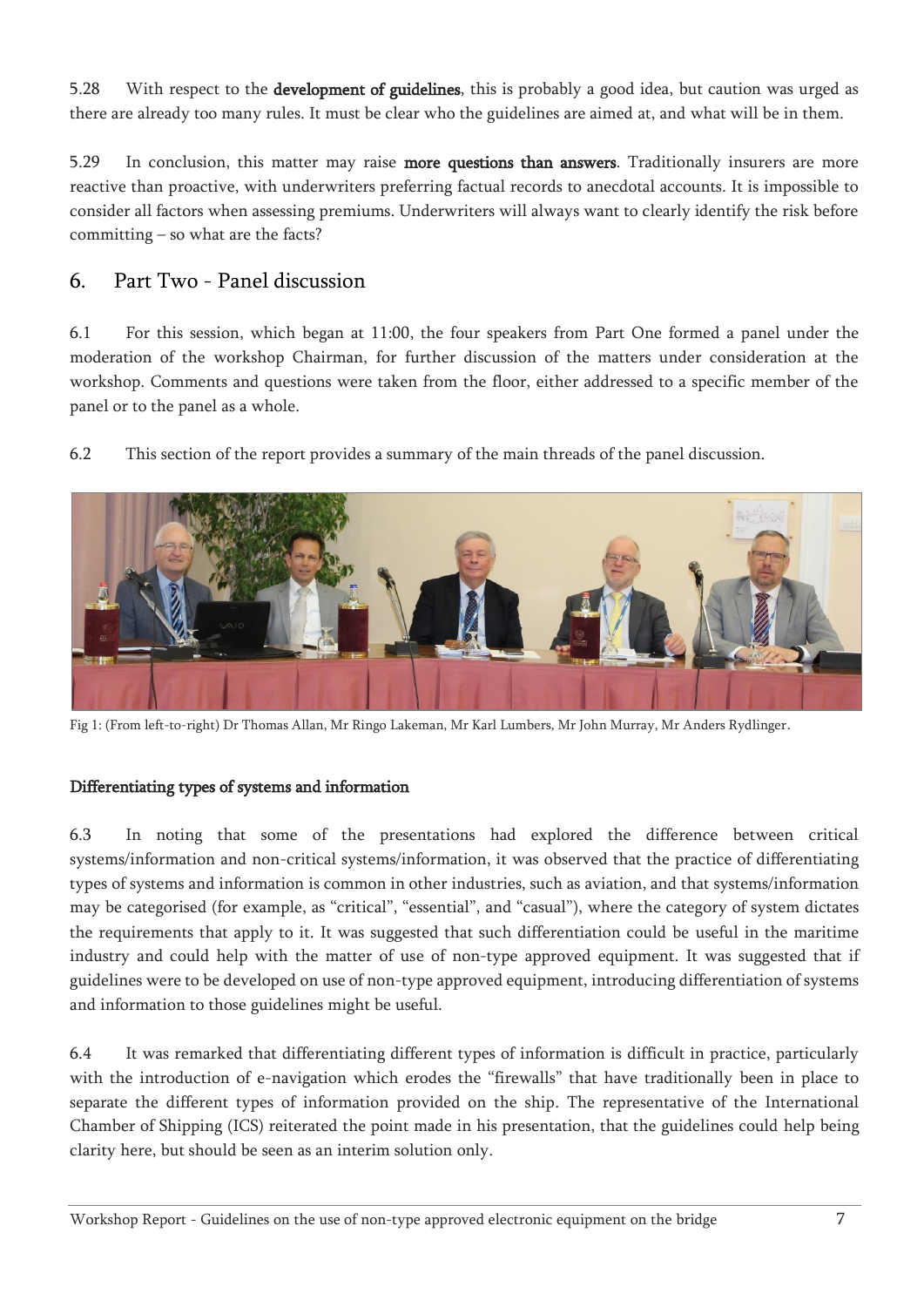5.28 With respect to the **development of guidelines**, this is probably a good idea, but caution was urged as there are already too many rules. It must be clear who the guidelines are aimed at, and what will be in them.

5.29 In conclusion, this matter may raise **more questions than answers**. Traditionally insurers are more reactive than proactive, with underwriters preferring factual records to anecdotal accounts. It is impossible to consider all factors when assessing premiums. Underwriters will always want to clearly identify the risk before committing – so what are the facts?

## 6. Part Two - Panel discussion

6.1 For this session, which began at 11:00, the four speakers from Part One formed a panel under the moderation of the workshop Chairman, for further discussion of the matters under consideration at the workshop. Comments and questions were taken from the floor, either addressed to a specific member of the panel or to the panel as a whole.

6.2 This section of the report provides a summary of the main threads of the panel discussion.

Fig 1: (From left-to-right) Dr Thomas Allan, Mr Ringo Lakeman, Mr Karl Lumbers, Mr John Murray, Mr Anders Rydlinger.

### Differentiating types of systems and information

6.3 In noting that some of the presentations had explored the difference between critical systems/information and non-critical systems/information, it was observed that the practice of differentiating types of systems and information is common in other industries, such as aviation, and that systems/information may be categorised (for example, as "critical", "essential", and "casual"), where the category of system dictates the requirements that apply to it. It was suggested that such differentiation could be useful in the maritime industry and could help with the matter of use of non-type approved equipment. It was suggested that if guidelines were to be developed on use of non-type approved equipment, introducing differentiation of systems and information to those guidelines might be useful.

6.4 It was remarked that differentiating different types of information is difficult in practice, particularly with the introduction of e-navigation which erodes the "firewalls" that have traditionally been in place to separate the different types of information provided on the ship. The representative of the International Chamber of Shipping (ICS) reiterated the point made in his presentation, that the guidelines could help being clarity here, but should be seen as an interim solution only.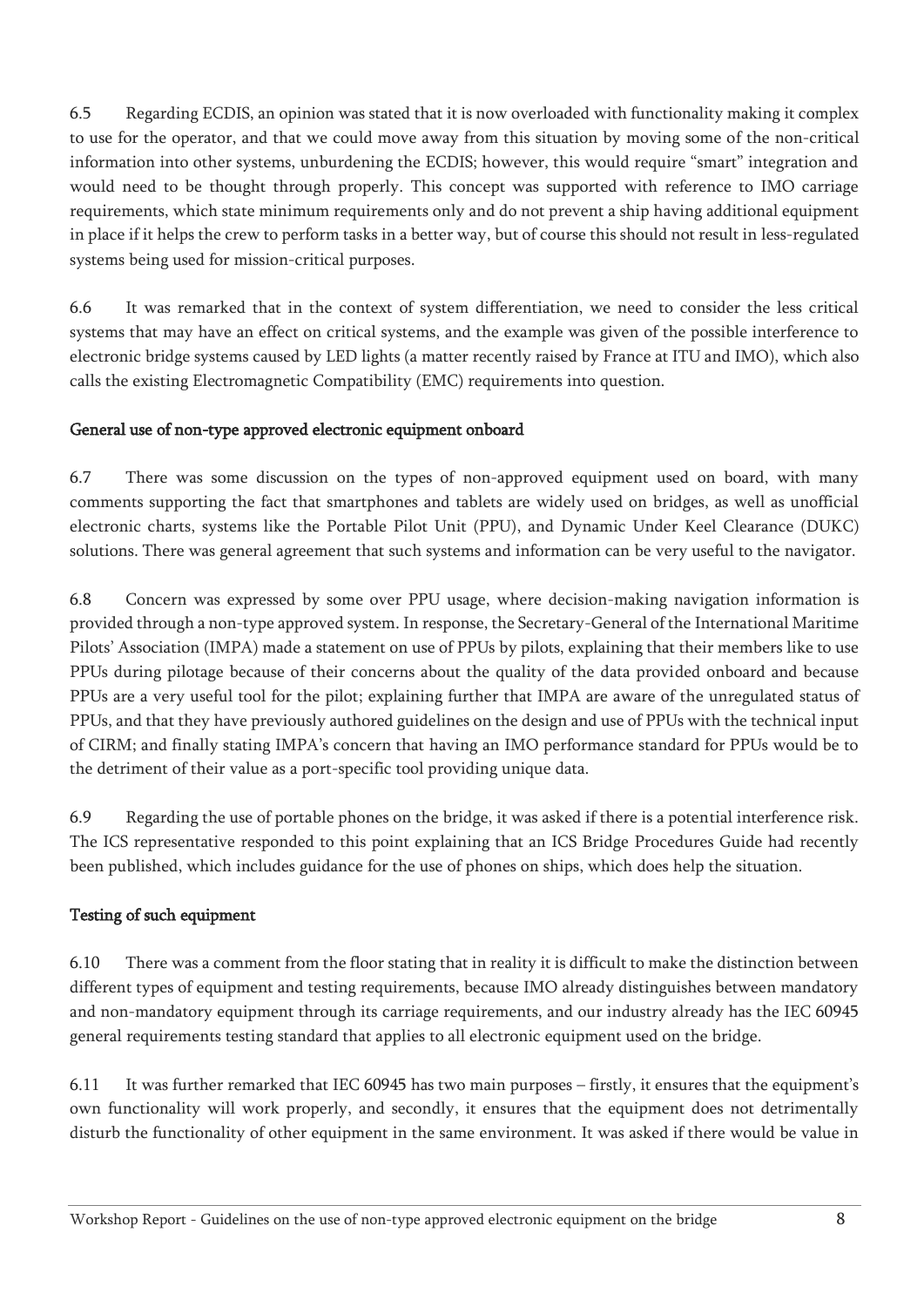6.5 Regarding ECDIS, an opinion was stated that it is now overloaded with functionality making it complex to use for the operator, and that we could move away from this situation by moving some of the non-critical information into other systems, unburdening the ECDIS; however, this would require "smart" integration and would need to be thought through properly. This concept was supported with reference to IMO carriage requirements, which state minimum requirements only and do not prevent a ship having additional equipment in place if it helps the crew to perform tasks in a better way, but of course this should not result in less-regulated systems being used for mission-critical purposes.

6.6 It was remarked that in the context of system differentiation, we need to consider the less critical systems that may have an effect on critical systems, and the example was given of the possible interference to electronic bridge systems caused by LED lights (a matter recently raised by France at ITU and IMO), which also calls the existing Electromagnetic Compatibility (EMC) requirements into question.

### General use of non-type approved electronic equipment onboard

6.7 There was some discussion on the types of non-approved equipment used on board, with many comments supporting the fact that smartphones and tablets are widely used on bridges, as well as unofficial electronic charts, systems like the Portable Pilot Unit (PPU), and Dynamic Under Keel Clearance (DUKC) solutions. There was general agreement that such systems and information can be very useful to the navigator.

6.8 Concern was expressed by some over PPU usage, where decision-making navigation information is provided through a non-type approved system. In response, the Secretary-General of the International Maritime Pilots' Association (IMPA) made a statement on use of PPUs by pilots, explaining that their members like to use PPUs during pilotage because of their concerns about the quality of the data provided onboard and because PPUs are a very useful tool for the pilot; explaining further that IMPA are aware of the unregulated status of PPUs, and that they have previously authored guidelines on the design and use of PPUs with the technical input of CIRM; and finally stating IMPA's concern that having an IMO performance standard for PPUs would be to the detriment of their value as a port-specific tool providing unique data.

6.9 Regarding the use of portable phones on the bridge, it was asked if there is a potential interference risk. The ICS representative responded to this point explaining that an ICS Bridge Procedures Guide had recently been published, which includes guidance for the use of phones on ships, which does help the situation.

### Testing of such equipment

6.10 There was a comment from the floor stating that in reality it is difficult to make the distinction between different types of equipment and testing requirements, because IMO already distinguishes between mandatory and non-mandatory equipment through its carriage requirements, and our industry already has the IEC 60945 general requirements testing standard that applies to all electronic equipment used on the bridge.

6.11 It was further remarked that IEC 60945 has two main purposes – firstly, it ensures that the equipment's own functionality will work properly, and secondly, it ensures that the equipment does not detrimentally disturb the functionality of other equipment in the same environment. It was asked if there would be value in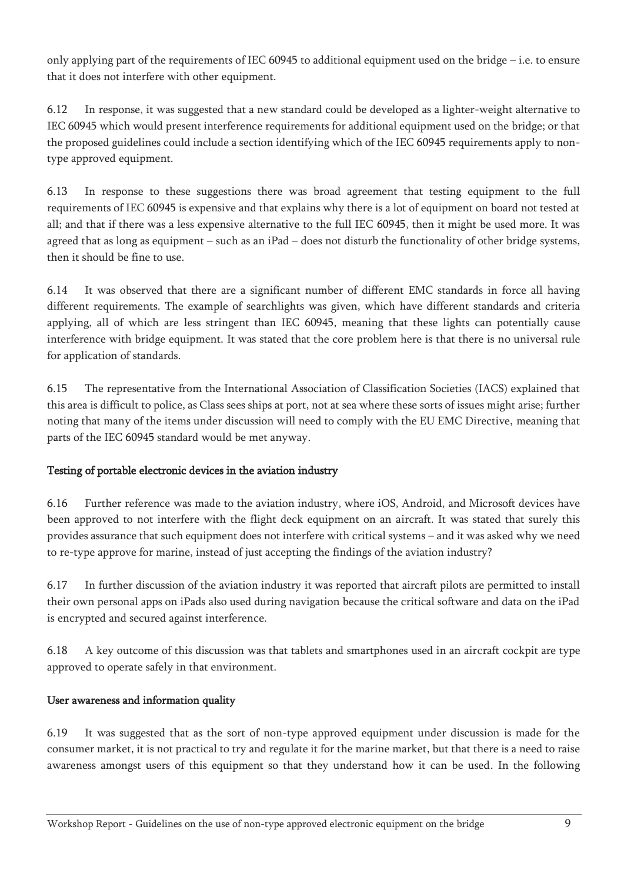only applying part of the requirements of IEC 60945 to additional equipment used on the bridge – i.e. to ensure that it does not interfere with other equipment.

6.12 In response, it was suggested that a new standard could be developed as a lighter-weight alternative to IEC 60945 which would present interference requirements for additional equipment used on the bridge; or that the proposed guidelines could include a section identifying which of the IEC 60945 requirements apply to non-type approved equipment.

6.13 In response to these suggestions there was broad agreement that testing equipment to the full requirements of IEC 60945 is expensive and that explains why there is a lot of equipment on board not tested at all; and that if there was a less expensive alternative to the full IEC 60945, then it might be used more. It was agreed that as long as equipment – such as an iPad – does not disturb the functionality of other bridge systems, then it should be fine to use.

6.14 It was observed that there are a significant number of different EMC standards in force all having different requirements. The example of searchlights was given, which have different standards and criteria applying, all of which are less stringent than IEC 60945, meaning that these lights can potentially cause interference with bridge equipment. It was stated that the core problem here is that there is no universal rule for application of standards.

6.15 The representative from the International Association of Classification Societies (IACS) explained that this area is difficult to police, as Class sees ships at port, not at sea where these sorts of issues might arise; further noting that many of the items under discussion will need to comply with the EU EMC Directive, meaning that parts of the IEC 60945 standard would be met anyway.

## Testing of portable electronic devices in the aviation industry

6.16 Further reference was made to the aviation industry, where iOS, Android, and Microsoft devices have been approved to not interfere with the flight deck equipment on an aircraft. It was stated that surely this provides assurance that such equipment does not interfere with critical systems – and it was asked why we need to re-type approve for marine, instead of just accepting the findings of the aviation industry?

6.17 In further discussion of the aviation industry it was reported that aircraft pilots are permitted to install their own personal apps on iPads also used during navigation because the critical software and data on the iPad is encrypted and secured against interference.

6.18 A key outcome of this discussion was that tablets and smartphones used in an aircraft cockpit are type approved to operate safely in that environment.

## User awareness and information quality

6.19 It was suggested that as the sort of non-type approved equipment under discussion is made for the consumer market, it is not practical to try and regulate it for the marine market, but that there is a need to raise awareness amongst users of this equipment so that they understand how it can be used. In the following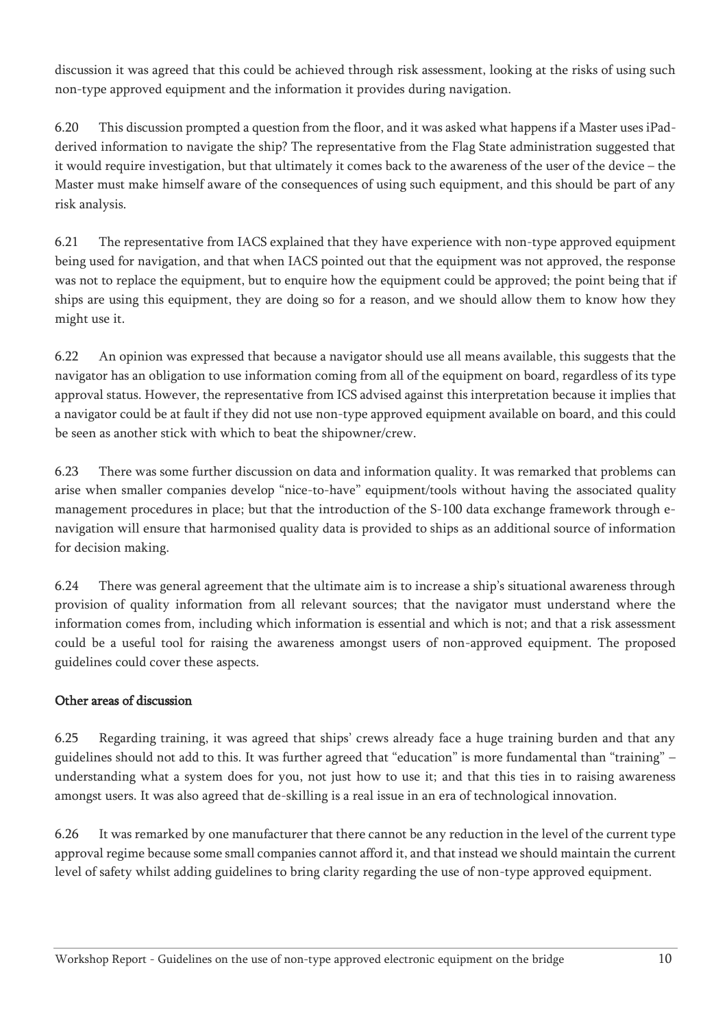discussion it was agreed that this could be achieved through risk assessment, looking at the risks of using such non-type approved equipment and the information it provides during navigation.

6.20 This discussion prompted a question from the floor, and it was asked what happens if a Master uses iPad-derived information to navigate the ship? The representative from the Flag State administration suggested that it would require investigation, but that ultimately it comes back to the awareness of the user of the device – the Master must make himself aware of the consequences of using such equipment, and this should be part of any risk analysis.

6.21 The representative from IACS explained that they have experience with non-type approved equipment being used for navigation, and that when IACS pointed out that the equipment was not approved, the response was not to replace the equipment, but to enquire how the equipment could be approved; the point being that if ships are using this equipment, they are doing so for a reason, and we should allow them to know how they might use it.

6.22 An opinion was expressed that because a navigator should use all means available, this suggests that the navigator has an obligation to use information coming from all of the equipment on board, regardless of its type approval status. However, the representative from ICS advised against this interpretation because it implies that a navigator could be at fault if they did not use non-type approved equipment available on board, and this could be seen as another stick with which to beat the shipowner/crew.

6.23 There was some further discussion on data and information quality. It was remarked that problems can arise when smaller companies develop "nice-to-have" equipment/tools without having the associated quality management procedures in place; but that the introduction of the S-100 data exchange framework through e-navigation will ensure that harmonised quality data is provided to ships as an additional source of information for decision making.

6.24 There was general agreement that the ultimate aim is to increase a ship's situational awareness through provision of quality information from all relevant sources; that the navigator must understand where the information comes from, including which information is essential and which is not; and that a risk assessment could be a useful tool for raising the awareness amongst users of non-approved equipment. The proposed guidelines could cover these aspects.

## Other areas of discussion

6.25 Regarding training, it was agreed that ships' crews already face a huge training burden and that any guidelines should not add to this. It was further agreed that "education" is more fundamental than "training" – understanding what a system does for you, not just how to use it; and that this ties in to raising awareness amongst users. It was also agreed that de-skilling is a real issue in an era of technological innovation.

6.26 It was remarked by one manufacturer that there cannot be any reduction in the level of the current type approval regime because some small companies cannot afford it, and that instead we should maintain the current level of safety whilst adding guidelines to bring clarity regarding the use of non-type approved equipment.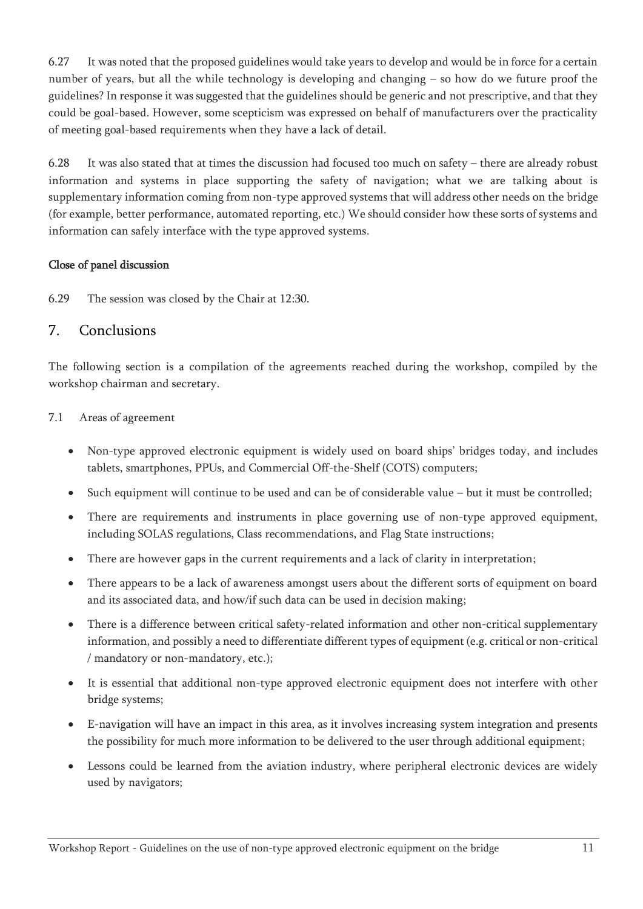6.27 It was noted that the proposed guidelines would take years to develop and would be in force for a certain number of years, but all the while technology is developing and changing – so how do we future proof the guidelines? In response it was suggested that the guidelines should be generic and not prescriptive, and that they could be goal-based. However, some scepticism was expressed on behalf of manufacturers over the practicality of meeting goal-based requirements when they have a lack of detail.

6.28 It was also stated that at times the discussion had focused too much on safety – there are already robust information and systems in place supporting the safety of navigation; what we are talking about is supplementary information coming from non-type approved systems that will address other needs on the bridge (for example, better performance, automated reporting, etc.) We should consider how these sorts of systems and information can safely interface with the type approved systems.

**Close of panel discussion**

6.29 The session was closed by the Chair at 12:30.

## 7. Conclusions

The following section is a compilation of the agreements reached during the workshop, compiled by the workshop chairman and secretary.

7.1 Areas of agreement

- Non-type approved electronic equipment is widely used on board ships' bridges today, and includes tablets, smartphones, PPUs, and Commercial Off-the-Shelf (COTS) computers;
- Such equipment will continue to be used and can be of considerable value – but it must be controlled;
- There are requirements and instruments in place governing use of non-type approved equipment, including SOLAS regulations, Class recommendations, and Flag State instructions;
- There are however gaps in the current requirements and a lack of clarity in interpretation;
- There appears to be a lack of awareness amongst users about the different sorts of equipment on board and its associated data, and how/if such data can be used in decision making;
- There is a difference between critical safety-related information and other non-critical supplementary information, and possibly a need to differentiate different types of equipment (e.g. critical or non-critical / mandatory or non-mandatory, etc.);
- It is essential that additional non-type approved electronic equipment does not interfere with other bridge systems;
- E-navigation will have an impact in this area, as it involves increasing system integration and presents the possibility for much more information to be delivered to the user through additional equipment;
- Lessons could be learned from the aviation industry, where peripheral electronic devices are widely used by navigators;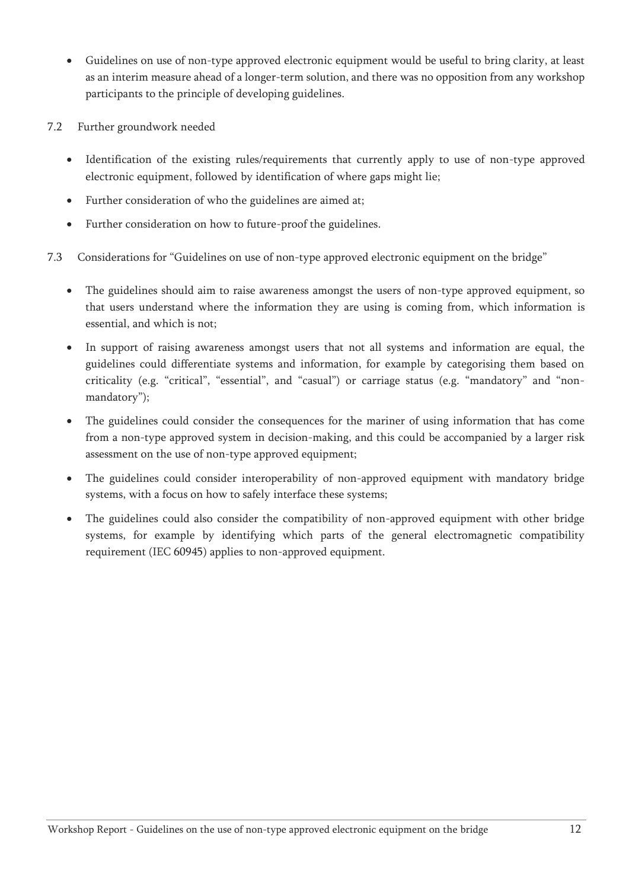- Guidelines on use of non-type approved electronic equipment would be useful to bring clarity, at least as an interim measure ahead of a longer-term solution, and there was no opposition from any workshop participants to the principle of developing guidelines.

## 7.2 Further groundwork needed

- Identification of the existing rules/requirements that currently apply to use of non-type approved electronic equipment, followed by identification of where gaps might lie;
- Further consideration of who the guidelines are aimed at;
- Further consideration on how to future-proof the guidelines.

## 7.3 Considerations for "Guidelines on use of non-type approved electronic equipment on the bridge"

- The guidelines should aim to raise awareness amongst the users of non-type approved equipment, so that users understand where the information they are using is coming from, which information is essential, and which is not;
- In support of raising awareness amongst users that not all systems and information are equal, the guidelines could differentiate systems and information, for example by categorising them based on criticality (e.g. "critical", "essential", and "casual") or carriage status (e.g. "mandatory" and "non-mandatory");
- The guidelines could consider the consequences for the mariner of using information that has come from a non-type approved system in decision-making, and this could be accompanied by a larger risk assessment on the use of non-type approved equipment;
- The guidelines could consider interoperability of non-approved equipment with mandatory bridge systems, with a focus on how to safely interface these systems;
- The guidelines could also consider the compatibility of non-approved equipment with other bridge systems, for example by identifying which parts of the general electromagnetic compatibility requirement (IEC 60945) applies to non-approved equipment.